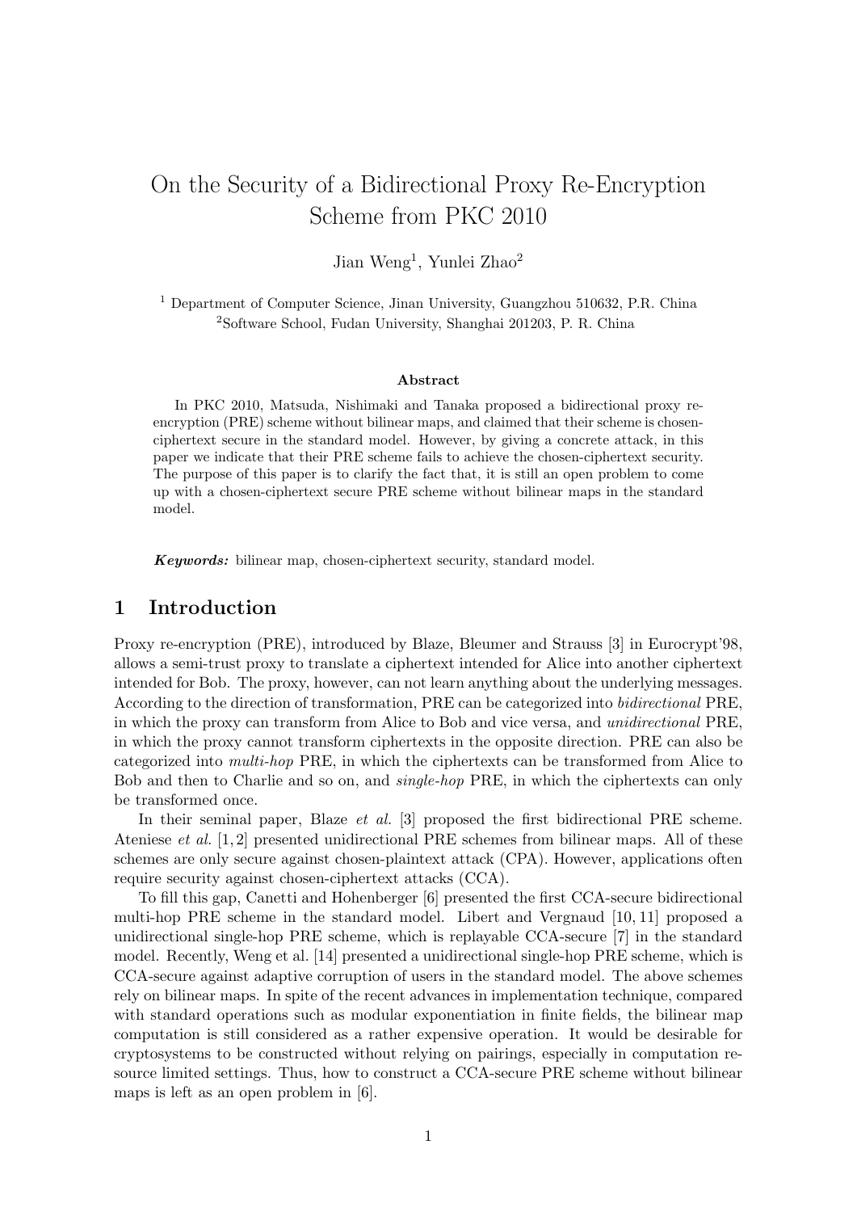# On the Security of a Bidirectional Proxy Re-Encryption Scheme from PKC 2010

Jian Weng[1], Yunlei Zhao[2]

[1] Department of Computer Science, Jinan University, Guangzhou 510632, P.R. China
[2]Software School, Fudan University, Shanghai 201203, P. R. China

### Abstract

In PKC 2010, Matsuda, Nishimaki and Tanaka proposed a bidirectional proxy re-encryption (PRE) scheme without bilinear maps, and claimed that their scheme is chosen-ciphertext secure in the standard model. However, by giving a concrete attack, in this paper we indicate that their PRE scheme fails to achieve the chosen-ciphertext security. The purpose of this paper is to clarify the fact that, it is still an open problem to come up with a chosen-ciphertext secure PRE scheme without bilinear maps in the standard model.

***Keywords:*** bilinear map, chosen-ciphertext security, standard model.

## 1 Introduction

Proxy re-encryption (PRE), introduced by Blaze, Bleumer and Strauss [3] in Eurocrypt'98, allows a semi-trust proxy to translate a ciphertext intended for Alice into another ciphertext intended for Bob. The proxy, however, can not learn anything about the underlying messages. According to the direction of transformation, PRE can be categorized into *bidirectional* PRE, in which the proxy can transform from Alice to Bob and vice versa, and *unidirectional* PRE, in which the proxy cannot transform ciphertexts in the opposite direction. PRE can also be categorized into *multi-hop* PRE, in which the ciphertexts can be transformed from Alice to Bob and then to Charlie and so on, and *single-hop* PRE, in which the ciphertexts can only be transformed once.

In their seminal paper, Blaze *et al.* [3] proposed the first bidirectional PRE scheme. Ateniese *et al.* [1, 2] presented unidirectional PRE schemes from bilinear maps. All of these schemes are only secure against chosen-plaintext attack (CPA). However, applications often require security against chosen-ciphertext attacks (CCA).

To fill this gap, Canetti and Hohenberger [6] presented the first CCA-secure bidirectional multi-hop PRE scheme in the standard model. Libert and Vergnaud [10, 11] proposed a unidirectional single-hop PRE scheme, which is replayable CCA-secure [7] in the standard model. Recently, Weng et al. [14] presented a unidirectional single-hop PRE scheme, which is CCA-secure against adaptive corruption of users in the standard model. The above schemes rely on bilinear maps. In spite of the recent advances in implementation technique, compared with standard operations such as modular exponentiation in finite fields, the bilinear map computation is still considered as a rather expensive operation. It would be desirable for cryptosystems to be constructed without relying on pairings, especially in computation resource limited settings. Thus, how to construct a CCA-secure PRE scheme without bilinear maps is left as an open problem in [6].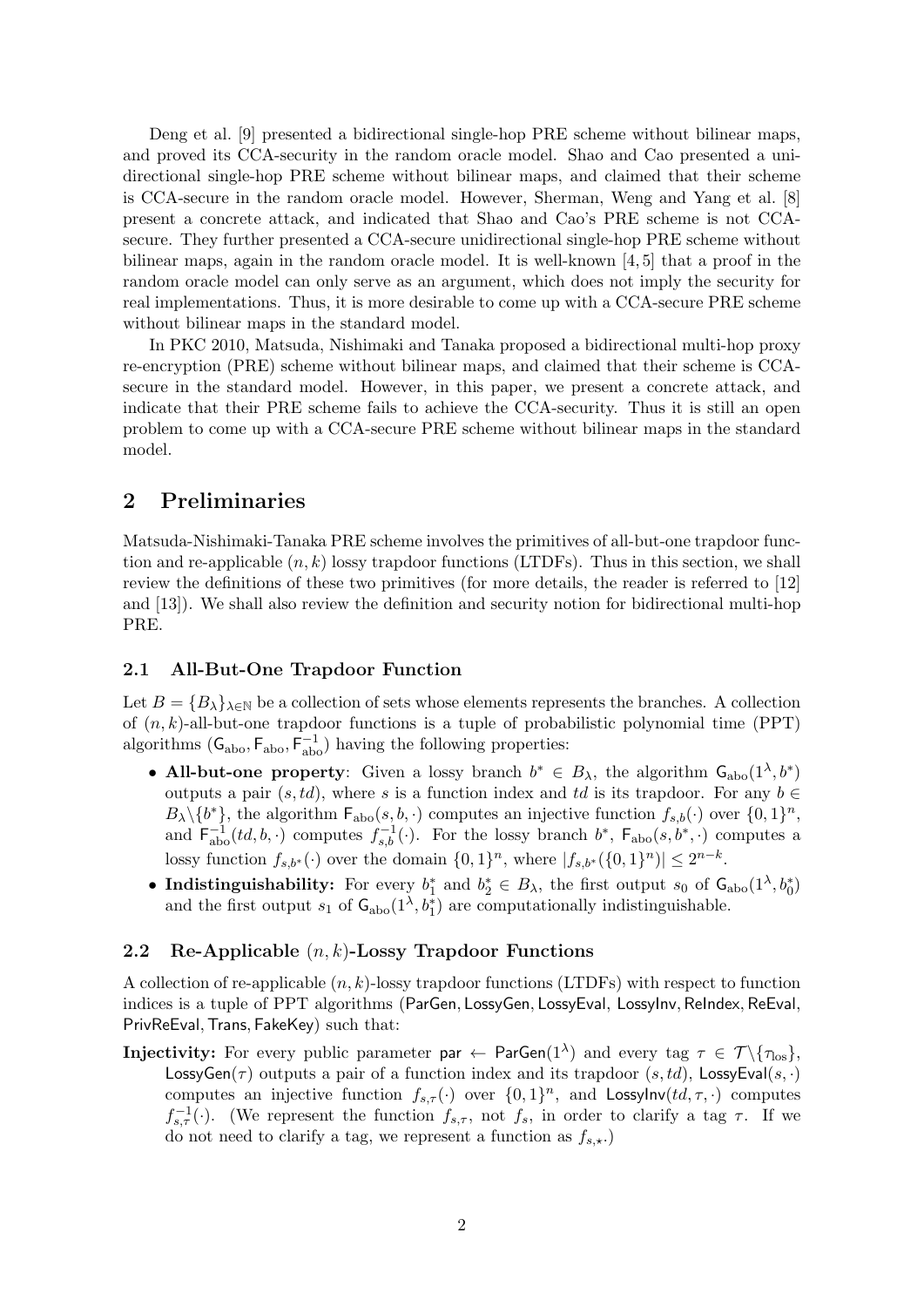Deng et al. [9] presented a bidirectional single-hop PRE scheme without bilinear maps, and proved its CCA-security in the random oracle model. Shao and Cao presented a unidirectional single-hop PRE scheme without bilinear maps, and claimed that their scheme is CCA-secure in the random oracle model. However, Sherman, Weng and Yang et al. [8] present a concrete attack, and indicated that Shao and Cao's PRE scheme is not CCA-secure. They further presented a CCA-secure unidirectional single-hop PRE scheme without bilinear maps, again in the random oracle model. It is well-known [4, 5] that a proof in the random oracle model can only serve as an argument, which does not imply the security for real implementations. Thus, it is more desirable to come up with a CCA-secure PRE scheme without bilinear maps in the standard model.

In PKC 2010, Matsuda, Nishimaki and Tanaka proposed a bidirectional multi-hop proxy re-encryption (PRE) scheme without bilinear maps, and claimed that their scheme is CCA-secure in the standard model. However, in this paper, we present a concrete attack, and indicate that their PRE scheme fails to achieve the CCA-security. Thus it is still an open problem to come up with a CCA-secure PRE scheme without bilinear maps in the standard model.

## 2 Preliminaries

Matsuda-Nishimaki-Tanaka PRE scheme involves the primitives of all-but-one trapdoor function and re-applicable $(n, k)$ lossy trapdoor functions (LTDFs). Thus in this section, we shall review the definitions of these two primitives (for more details, the reader is referred to [12] and [13]). We shall also review the definition and security notion for bidirectional multi-hop PRE.

### 2.1 All-But-One Trapdoor Function

Let $B = \{B_\lambda\}_{\lambda\in\mathbb{N}}$ be a collection of sets whose elements represents the branches. A collection of $(n, k)$-all-but-one trapdoor functions is a tuple of probabilistic polynomial time (PPT) algorithms $(\mathsf{G}_{\rm abo}, \mathsf{F}_{\rm abo}, \mathsf{F}^{-1}_{\rm abo})$ having the following properties:

- **All-but-one property**: Given a lossy branch $b^* \in B_\lambda$, the algorithm $\mathsf{G}_{\rm abo}(1^\lambda, b^*)$ outputs a pair $(s, td)$, where $s$ is a function index and $td$ is its trapdoor. For any $b \in B_\lambda\backslash\{b^*\}$, the algorithm $\mathsf{F}_{\rm abo}(s, b, \cdot)$ computes an injective function $f_{s,b}(\cdot)$ over $\{0, 1\}^n$, and $\mathsf{F}^{-1}_{\rm abo}(td, b, \cdot)$ computes $f^{-1}_{s,b}(\cdot)$. For the lossy branch $b^*$, $\mathsf{F}_{\rm abo}(s, b^*, \cdot)$ computes a lossy function $f_{s,b^*}(\cdot)$ over the domain $\{0, 1\}^n$, where $|f_{s,b^*}(\{0, 1\}^n)| \le 2^{n-k}$.
- **Indistinguishability:** For every $b^*_1$ and $b^*_2 \in B_\lambda$, the first output $s_0$ of $\mathsf{G}_{\rm abo}(1^\lambda, b^*_0)$ and the first output $s_1$ of $\mathsf{G}_{\rm abo}(1^\lambda, b^*_1)$ are computationally indistinguishable.

### 2.2 Re-Applicable $(n, k)$-Lossy Trapdoor Functions

A collection of re-applicable $(n, k)$-lossy trapdoor functions (LTDFs) with respect to function indices is a tuple of PPT algorithms (ParGen, LossyGen, LossyEval, LossyInv, ReIndex, ReEval, PrivReEval, Trans, FakeKey) such that:

**Injectivity:** For every public parameter $\mathsf{par} \leftarrow \mathsf{ParGen}(1^\lambda)$ and every tag $\tau \in \mathcal{T}\backslash\{\tau_{\rm los}\}$, $\mathsf{LossyGen}(\tau)$ outputs a pair of a function index and its trapdoor $(s, td)$, $\mathsf{LossyEval}(s, \cdot)$ computes an injective function $f_{s,\tau}(\cdot)$ over $\{0, 1\}^n$, and $\mathsf{LossyInv}(td, \tau, \cdot)$ computes $f^{-1}_{s,\tau}(\cdot)$. (We represent the function $f_{s,\tau}$, not $f_s$, in order to clarify a tag $\tau$. If we do not need to clarify a tag, we represent a function as $f_{s,\star}$.)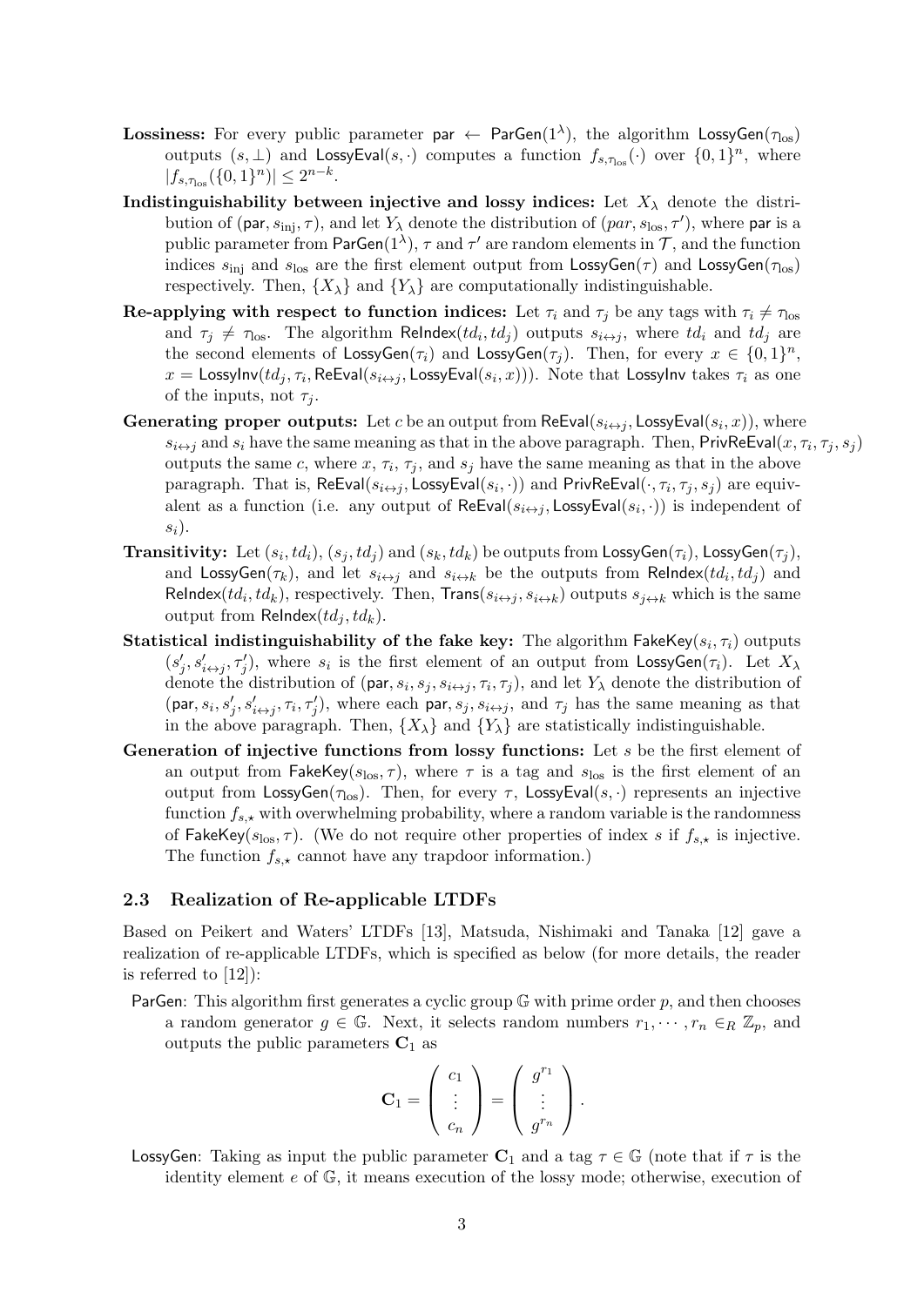**Lossiness:** For every public parameter $\mathsf{par} \leftarrow \mathsf{ParGen}(1^\lambda)$, the algorithm $\mathsf{LossyGen}(\tau_{\mathrm{los}})$ outputs $(s, \perp)$ and $\mathsf{LossyEval}(s, \cdot)$ computes a function $f_{s,\tau_{\mathrm{los}}}(\cdot)$ over $\{0,1\}^n$, where $|f_{s,\tau_{\mathrm{los}}}(\{0,1\}^n)| \leq 2^{n-k}$.

**Indistinguishability between injective and lossy indices:** Let $X_\lambda$ denote the distribution of $(\mathsf{par}, s_{\mathrm{inj}}, \tau)$, and let $Y_\lambda$ denote the distribution of $(par, s_{\mathrm{los}}, \tau')$, where $\mathsf{par}$ is a public parameter from $\mathsf{ParGen}(1^\lambda)$, $\tau$ and $\tau'$ are random elements in $\mathcal{T}$, and the function indices $s_{\mathrm{inj}}$ and $s_{\mathrm{los}}$ are the first element output from $\mathsf{LossyGen}(\tau)$ and $\mathsf{LossyGen}(\tau_{\mathrm{los}})$ respectively. Then, $\{X_\lambda\}$ and $\{Y_\lambda\}$ are computationally indistinguishable.

**Re-applying with respect to function indices:** Let $\tau_i$ and $\tau_j$ be any tags with $\tau_i \neq \tau_{\mathrm{los}}$ and $\tau_j \neq \tau_{\mathrm{los}}$. The algorithm $\mathsf{ReIndex}(td_i, td_j)$ outputs $s_{i \leftrightarrow j}$, where $td_i$ and $td_j$ are the second elements of $\mathsf{LossyGen}(\tau_i)$ and $\mathsf{LossyGen}(\tau_j)$. Then, for every $x \in \{0,1\}^n$, $x = \mathsf{LossyInv}(td_j, \tau_i, \mathsf{ReEval}(s_{i \leftrightarrow j}, \mathsf{LossyEval}(s_i, x)))$. Note that $\mathsf{LossyInv}$ takes $\tau_i$ as one of the inputs, not $\tau_j$.

**Generating proper outputs:** Let $c$ be an output from $\mathsf{ReEval}(s_{i \leftrightarrow j}, \mathsf{LossyEval}(s_i, x))$, where $s_{i \leftrightarrow j}$ and $s_i$ have the same meaning as that in the above paragraph. Then, $\mathsf{PrivReEval}(x, \tau_i, \tau_j, s_j)$ outputs the same $c$, where $x$, $\tau_i$, $\tau_j$, and $s_j$ have the same meaning as that in the above paragraph. That is, $\mathsf{ReEval}(s_{i \leftrightarrow j}, \mathsf{LossyEval}(s_i, \cdot))$ and $\mathsf{PrivReEval}(\cdot, \tau_i, \tau_j, s_j)$ are equivalent as a function (i.e. any output of $\mathsf{ReEval}(s_{i \leftrightarrow j}, \mathsf{LossyEval}(s_i, \cdot))$ is independent of $s_i$).

**Transitivity:** Let $(s_i, td_i)$, $(s_j, td_j)$ and $(s_k, td_k)$ be outputs from $\mathsf{LossyGen}(\tau_i)$, $\mathsf{LossyGen}(\tau_j)$, and $\mathsf{LossyGen}(\tau_k)$, and let $s_{i \leftrightarrow j}$ and $s_{i \leftrightarrow k}$ be the outputs from $\mathsf{ReIndex}(td_i, td_j)$ and $\mathsf{ReIndex}(td_i, td_k)$, respectively. Then, $\mathsf{Trans}(s_{i \leftrightarrow j}, s_{i \leftrightarrow k})$ outputs $s_{j \leftrightarrow k}$ which is the same output from $\mathsf{ReIndex}(td_j, td_k)$.

**Statistical indistinguishability of the fake key:** The algorithm $\mathsf{FakeKey}(s_i, \tau_i)$ outputs $(s'_j, s'_{i \leftrightarrow j}, \tau'_j)$, where $s_i$ is the first element of an output from $\mathsf{LossyGen}(\tau_i)$. Let $X_\lambda$ denote the distribution of $(\mathsf{par}, s_i, s_j, s_{i \leftrightarrow j}, \tau_i, \tau_j)$, and let $Y_\lambda$ denote the distribution of $(\mathsf{par}, s_i, s'_j, s'_{i \leftrightarrow j}, \tau_i, \tau'_j)$, where each $\mathsf{par}$, $s_j$, $s_{i \leftrightarrow j}$, and $\tau_j$ has the same meaning as that in the above paragraph. Then, $\{X_\lambda\}$ and $\{Y_\lambda\}$ are statistically indistinguishable.

**Generation of injective functions from lossy functions:** Let $s$ be the first element of an output from $\mathsf{FakeKey}(s_{\mathrm{los}}, \tau)$, where $\tau$ is a tag and $s_{\mathrm{los}}$ is the first element of an output from $\mathsf{LossyGen}(\tau_{\mathrm{los}})$. Then, for every $\tau$, $\mathsf{LossyEval}(s, \cdot)$ represents an injective function $f_{s,\star}$ with overwhelming probability, where a random variable is the randomness of $\mathsf{FakeKey}(s_{\mathrm{los}}, \tau)$. (We do not require other properties of index $s$ if $f_{s,\star}$ is injective. The function $f_{s,\star}$ cannot have any trapdoor information.)

### 2.3 Realization of Re-applicable LTDFs

Based on Peikert and Waters' LTDFs [13], Matsuda, Nishimaki and Tanaka [12] gave a realization of re-applicable LTDFs, which is specified as below (for more details, the reader is referred to [12]):

$\mathsf{ParGen}$: This algorithm first generates a cyclic group $\mathbb{G}$ with prime order $p$, and then chooses a random generator $g \in \mathbb{G}$. Next, it selects random numbers $r_1, \cdots, r_n \in_R \mathbb{Z}_p$, and outputs the public parameters $\mathbf{C}_1$ as

$$\mathbf{C}_1 = \begin{pmatrix} c_1 \\ \vdots \\ c_n \end{pmatrix} = \begin{pmatrix} g^{r_1} \\ \vdots \\ g^{r_n} \end{pmatrix}.$$

$\mathsf{LossyGen}$: Taking as input the public parameter $\mathbf{C}_1$ and a tag $\tau \in \mathbb{G}$ (note that if $\tau$ is the identity element $e$ of $\mathbb{G}$, it means execution of the lossy mode; otherwise, execution of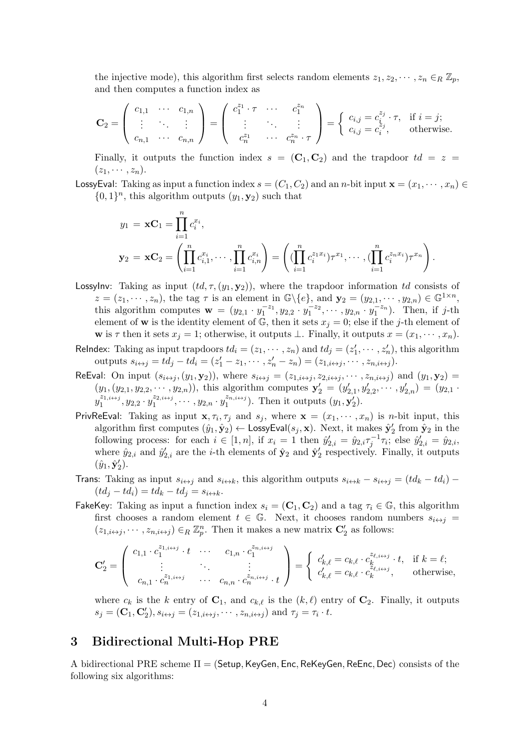the injective mode), this algorithm first selects random elements $z_1, z_2, \cdots, z_n \in_R \mathbb{Z}_p$, and then computes a function index as

$$\mathbf{C}_2 = \begin{pmatrix} c_{1,1} & \cdots & c_{1,n} \\ \vdots & \ddots & \vdots \\ c_{n,1} & \cdots & c_{n,n} \end{pmatrix} = \begin{pmatrix} c_1^{z_1} \cdot \tau & \cdots & c_1^{z_n} \\ \vdots & \ddots & \vdots \\ c_n^{z_1} & \cdots & c_n^{z_n} \cdot \tau \end{pmatrix} = \begin{cases} c_{i,j} = c_i^{z_j} \cdot \tau, & \text{if } i = j; \\ c_{i,j} = c_i^{z_j}, & \text{otherwise.} \end{cases}$$

Finally, it outputs the function index $s = (\mathbf{C}_1, \mathbf{C}_2)$ and the trapdoor $td = z = (z_1, \cdots, z_n)$.

**LossyEval**: Taking as input a function index $s = (C_1, C_2)$ and an $n$-bit input $\mathbf{x} = (x_1, \cdots, x_n) \in \{0,1\}^n$, this algorithm outputs $(y_1, \mathbf{y}_2)$ such that

$$y_1 = \mathbf{x}\mathbf{C}_1 = \prod_{i=1}^{n} c_i^{x_i},$$

$$\mathbf{y}_2 = \mathbf{x}\mathbf{C}_2 = \left( \prod_{i=1}^{n} c_{i,1}^{x_i}, \cdots, \prod_{i=1}^{n} c_{i,n}^{x_i} \right) = \left( (\prod_{i=1}^{n} c_i^{z_1 x_i})\tau^{x_1}, \cdots, (\prod_{i=1}^{n} c_i^{z_n x_i})\tau^{x_n} \right).$$

**LossyInv**: Taking as input $(td, \tau, (y_1, \mathbf{y}_2))$, where the trapdoor information $td$ consists of $z = (z_1, \cdots, z_n)$, the tag $\tau$ is an element in $\mathbb{G}\backslash\{e\}$, and $\mathbf{y}_2 = (y_{2,1}, \cdots, y_{2,n}) \in \mathbb{G}^{1\times n}$, this algorithm computes $\mathbf{w} = (y_{2,1} \cdot y_1^{-z_1}, y_{2,2} \cdot y_1^{-z_2}, \cdots, y_{2,n} \cdot y_1^{-z_n})$. Then, if $j$-th element of $\mathbf{w}$ is the identity element of $\mathbb{G}$, then it sets $x_j = 0$; else if the $j$-th element of $\mathbf{w}$ is $\tau$ then it sets $x_j = 1$; otherwise, it outputs $\perp$. Finally, it outputs $x = (x_1, \cdots, x_n)$.

**ReIndex**: Taking as input trapdoors $td_i = (z_1, \cdots, z_n)$ and $td_j = (z'_1, \cdots, z'_n)$, this algorithm outputs $s_{i\leftrightarrow j} = td_j - td_i = (z'_1 - z_1, \cdots, z'_n - z_n) = (z_{1,i\leftrightarrow j}, \cdots, z_{n,i\leftrightarrow j})$.

**ReEval**: On input $(s_{i\leftrightarrow j}, (y_1, \mathbf{y}_2))$, where $s_{i\leftrightarrow j} = (z_{1,i\leftrightarrow j}, z_{2,i\leftrightarrow j}, \cdots, z_{n,i\leftrightarrow j})$ and $(y_1, \mathbf{y}_2) = (y_1, (y_{2,1}, y_{2,2}, \cdots, y_{2,n}))$, this algorithm computes $\mathbf{y}'_2 = (y'_{2,1}, y'_{2,2}, \cdots, y'_{2,n}) = (y_{2,1} \cdot y_1^{z_{1,i\leftrightarrow j}}, y_{2,2} \cdot y_1^{z_{2,i\leftrightarrow j}}, \cdots, y_{2,n} \cdot y_1^{z_{n,i\leftrightarrow j}})$. Then it outputs $(y_1, \mathbf{y}'_2)$.

**PrivReEval**: Taking as input $\mathbf{x}, \tau_i, \tau_j$ and $s_j$, where $\mathbf{x} = (x_1, \cdots, x_n)$ is $n$-bit input, this algorithm first computes $(\hat{y}_1, \hat{\mathbf{y}}_2) \leftarrow \mathsf{LossyEval}(s_j, \mathbf{x})$. Next, it makes $\hat{\mathbf{y}}'_2$ from $\hat{\mathbf{y}}_2$ in the following process: for each $i \in [1, n]$, if $x_i = 1$ then $\hat{y}'_{2,i} = \hat{y}_{2,i}\tau_j^{-1}\tau_i$; else $\hat{y}'_{2,i} = \hat{y}_{2,i}$, where $\hat{y}_{2,i}$ and $\hat{y}'_{2,i}$ are the $i$-th elements of $\hat{\mathbf{y}}_2$ and $\hat{\mathbf{y}}'_2$ respectively. Finally, it outputs $(\hat{y}_1, \hat{\mathbf{y}}'_2)$.

**Trans**: Taking as input $s_{i\leftrightarrow j}$ and $s_{i\leftrightarrow k}$, this algorithm outputs $s_{i\leftrightarrow k} - s_{i\leftrightarrow j} = (td_k - td_i) - (td_j - td_i) = td_k - td_j = s_{j\leftrightarrow k}$.

**FakeKey**: Taking as input a function index $s_i = (\mathbf{C}_1, \mathbf{C}_2)$ and a tag $\tau_i \in \mathbb{G}$, this algorithm first chooses a random element $t \in \mathbb{G}$. Next, it chooses random numbers $s_{i\leftrightarrow j} = (z_{1,i\leftrightarrow j}, \cdots, z_{n,i\leftrightarrow j}) \in_R \mathbb{Z}_p^n$. Then it makes a new matrix $\mathbf{C}'_2$ as follows:

$$\mathbf{C}'_2 = \begin{pmatrix} c_{1,1} \cdot c_1^{z_{1,i\leftrightarrow j}} \cdot t & \cdots & c_{1,n} \cdot c_1^{z_{n,i\leftrightarrow j}} \\ \vdots & \ddots & \vdots \\ c_{n,1} \cdot c_n^{z_{1,i\leftrightarrow j}} & \cdots & c_{n,n} \cdot c_n^{z_{n,i\leftrightarrow j}} \cdot t \end{pmatrix} = \begin{cases} c'_{k,\ell} = c_{k,\ell} \cdot c_k^{z_{\ell,i\leftrightarrow j}} \cdot t, & \text{if } k = \ell; \\ c'_{k,\ell} = c_{k,\ell} \cdot c_k^{z_{\ell,i\leftrightarrow j}}, & \text{otherwise,} \end{cases}$$

where $c_k$ is the $k$ entry of $\mathbf{C}_1$, and $c_{k,\ell}$ is the $(k,\ell)$ entry of $\mathbf{C}_2$. Finally, it outputs $s_j = (\mathbf{C}_1, \mathbf{C}'_2), s_{i\leftrightarrow j} = (z_{1,i\leftrightarrow j}, \cdots, z_{n,i\leftrightarrow j})$ and $\tau_j = \tau_i \cdot t$.

## 3 Bidirectional Multi-Hop PRE

A bidirectional PRE scheme $\Pi = (\mathsf{Setup}, \mathsf{KeyGen}, \mathsf{Enc}, \mathsf{ReKeyGen}, \mathsf{ReEnc}, \mathsf{Dec})$ consists of the following six algorithms: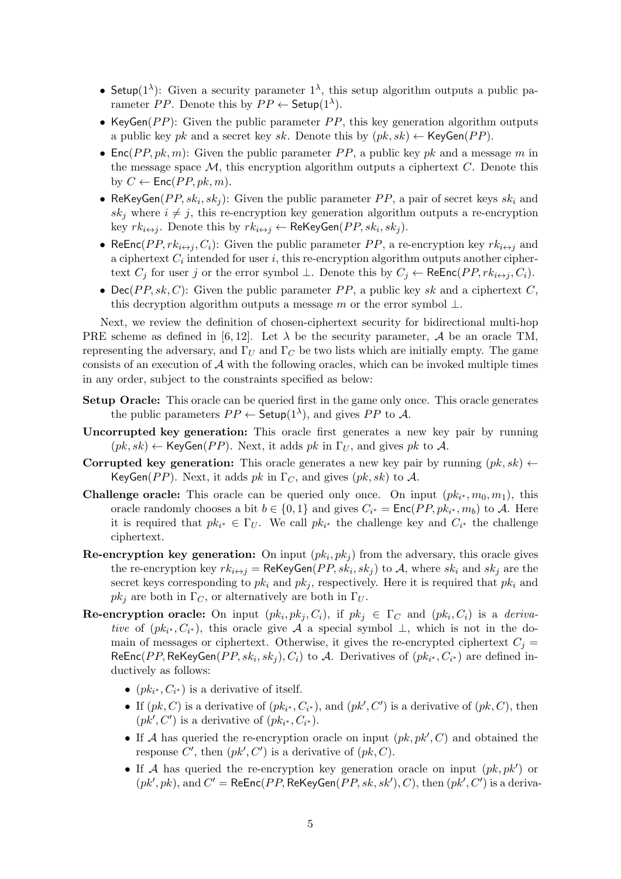- $\mathsf{Setup}(1^\lambda)$: Given a security parameter $1^\lambda$, this setup algorithm outputs a public parameter $PP$. Denote this by $PP \leftarrow \mathsf{Setup}(1^\lambda)$.
- $\mathsf{KeyGen}(PP)$: Given the public parameter $PP$, this key generation algorithm outputs a public key $pk$ and a secret key $sk$. Denote this by $(pk, sk) \leftarrow \mathsf{KeyGen}(PP)$.
- $\mathsf{Enc}(PP, pk, m)$: Given the public parameter $PP$, a public key $pk$ and a message $m$ in the message space $\mathcal{M}$, this encryption algorithm outputs a ciphertext $C$. Denote this by $C \leftarrow \mathsf{Enc}(PP, pk, m)$.
- $\mathsf{ReKeyGen}(PP, sk_i, sk_j)$: Given the public parameter $PP$, a pair of secret keys $sk_i$ and $sk_j$ where $i \neq j$, this re-encryption key generation algorithm outputs a re-encryption key $rk_{i\leftrightarrow j}$. Denote this by $rk_{i\leftrightarrow j} \leftarrow \mathsf{ReKeyGen}(PP, sk_i, sk_j)$.
- $\mathsf{ReEnc}(PP, rk_{i\leftrightarrow j}, C_i)$: Given the public parameter $PP$, a re-encryption key $rk_{i\leftrightarrow j}$ and a ciphertext $C_i$ intended for user $i$, this re-encryption algorithm outputs another ciphertext $C_j$ for user $j$ or the error symbol $\perp$. Denote this by $C_j \leftarrow \mathsf{ReEnc}(PP, rk_{i\leftrightarrow j}, C_i)$.
- $\mathsf{Dec}(PP, sk, C)$: Given the public parameter $PP$, a public key $sk$ and a ciphertext $C$, this decryption algorithm outputs a message $m$ or the error symbol $\perp$.

Next, we review the definition of chosen-ciphertext security for bidirectional multi-hop PRE scheme as defined in [6, 12]. Let $\lambda$ be the security parameter, $\mathcal{A}$ be an oracle TM, representing the adversary, and $\Gamma_U$ and $\Gamma_C$ be two lists which are initially empty. The game consists of an execution of $\mathcal{A}$ with the following oracles, which can be invoked multiple times in any order, subject to the constraints specified as below:

**Setup Oracle:** This oracle can be queried first in the game only once. This oracle generates the public parameters $PP \leftarrow \mathsf{Setup}(1^\lambda)$, and gives $PP$ to $\mathcal{A}$.

**Uncorrupted key generation:** This oracle first generates a new key pair by running $(pk, sk) \leftarrow \mathsf{KeyGen}(PP)$. Next, it adds $pk$ in $\Gamma_U$, and gives $pk$ to $\mathcal{A}$.

**Corrupted key generation:** This oracle generates a new key pair by running $(pk, sk) \leftarrow \mathsf{KeyGen}(PP)$. Next, it adds $pk$ in $\Gamma_C$, and gives $(pk, sk)$ to $\mathcal{A}$.

**Challenge oracle:** This oracle can be queried only once. On input $(pk_{i^*}, m_0, m_1)$, this oracle randomly chooses a bit $b \in \{0, 1\}$ and gives $C_{i^*} = \mathsf{Enc}(PP, pk_{i^*}, m_b)$ to $\mathcal{A}$. Here it is required that $pk_{i^*} \in \Gamma_U$. We call $pk_{i^*}$ the challenge key and $C_{i^*}$ the challenge ciphertext.

**Re-encryption key generation:** On input $(pk_i, pk_j)$ from the adversary, this oracle gives the re-encryption key $rk_{i\leftrightarrow j} = \mathsf{ReKeyGen}(PP, sk_i, sk_j)$ to $\mathcal{A}$, where $sk_i$ and $sk_j$ are the secret keys corresponding to $pk_i$ and $pk_j$, respectively. Here it is required that $pk_i$ and $pk_j$ are both in $\Gamma_C$, or alternatively are both in $\Gamma_U$.

**Re-encryption oracle:** On input $(pk_i, pk_j, C_i)$, if $pk_j \in \Gamma_C$ and $(pk_i, C_i)$ is a *derivative* of $(pk_{i^*}, C_{i^*})$, this oracle give $\mathcal{A}$ a special symbol $\perp$, which is not in the domain of messages or ciphertext. Otherwise, it gives the re-encrypted ciphertext $C_j = \mathsf{ReEnc}(PP, \mathsf{ReKeyGen}(PP, sk_i, sk_j), C_i)$ to $\mathcal{A}$. Derivatives of $(pk_{i^*}, C_{i^*})$ are defined inductively as follows:

- $(pk_{i^*}, C_{i^*})$ is a derivative of itself.
- If $(pk, C)$ is a derivative of $(pk_{i^*}, C_{i^*})$, and $(pk', C')$ is a derivative of $(pk, C)$, then $(pk', C')$ is a derivative of $(pk_{i^*}, C_{i^*})$.
- If $\mathcal{A}$ has queried the re-encryption oracle on input $(pk, pk', C)$ and obtained the response $C'$, then $(pk', C')$ is a derivative of $(pk, C)$.
- If $\mathcal{A}$ has queried the re-encryption key generation oracle on input $(pk, pk')$ or $(pk', pk)$, and $C' = \mathsf{ReEnc}(PP, \mathsf{ReKeyGen}(PP, sk, sk'), C)$, then $(pk', C')$ is a deriva-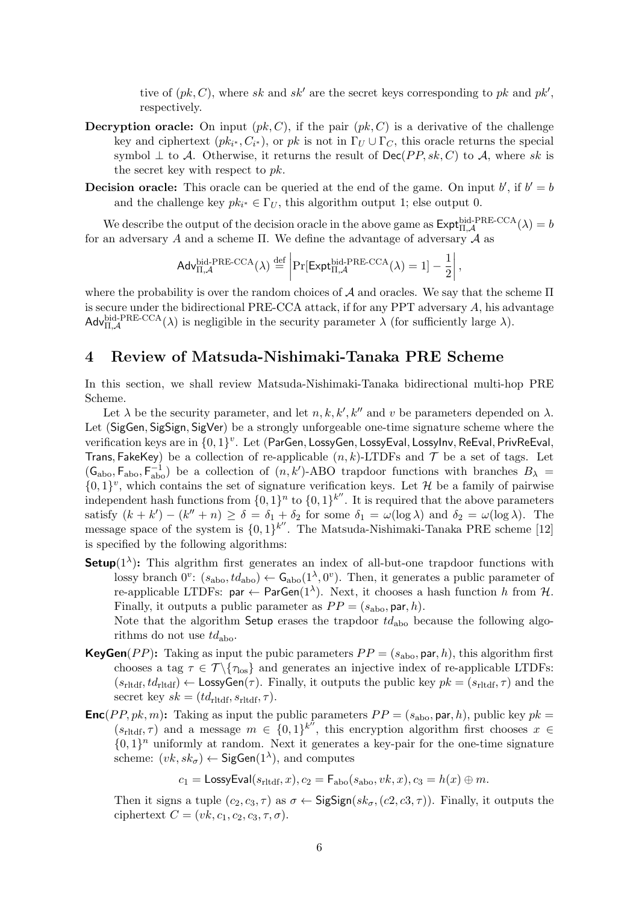tive of $(pk, C)$, where $sk$ and $sk'$ are the secret keys corresponding to $pk$ and $pk'$, respectively.

**Decryption oracle:** On input $(pk, C)$, if the pair $(pk, C)$ is a derivative of the challenge key and ciphertext $(pk_{i^*}, C_{i^*})$, or $pk$ is not in $\Gamma_U \cup \Gamma_C$, this oracle returns the special symbol $\perp$ to $\mathcal{A}$. Otherwise, it returns the result of $\mathsf{Dec}(PP, sk, C)$ to $\mathcal{A}$, where $sk$ is the secret key with respect to $pk$.

**Decision oracle:** This oracle can be queried at the end of the game. On input $b'$, if $b' = b$ and the challenge key $pk_{i^*} \in \Gamma_U$, this algorithm output 1; else output 0.

We describe the output of the decision oracle in the above game as $\mathsf{Expt}^{\text{bid-PRE-CCA}}_{\Pi,\mathcal{A}}(\lambda) = b$ for an adversary $A$ and a scheme $\Pi$. We define the advantage of adversary $\mathcal{A}$ as

$$\mathsf{Adv}^{\text{bid-PRE-CCA}}_{\Pi,\mathcal{A}}(\lambda) \overset{\text{def}}{=} \left| \Pr[\mathsf{Expt}^{\text{bid-PRE-CCA}}_{\Pi,\mathcal{A}}(\lambda) = 1] - \frac{1}{2} \right|,$$

where the probability is over the random choices of $\mathcal{A}$ and oracles. We say that the scheme $\Pi$ is secure under the bidirectional PRE-CCA attack, if for any PPT adversary $A$, his advantage $\mathsf{Adv}^{\text{bid-PRE-CCA}}_{\Pi,\mathcal{A}}(\lambda)$ is negligible in the security parameter $\lambda$ (for sufficiently large $\lambda$).

## 4 Review of Matsuda-Nishimaki-Tanaka PRE Scheme

In this section, we shall review Matsuda-Nishimaki-Tanaka bidirectional multi-hop PRE Scheme.

Let $\lambda$ be the security parameter, and let $n, k, k', k''$ and $v$ be parameters depended on $\lambda$. Let $(\mathsf{SigGen}, \mathsf{SigSign}, \mathsf{SigVer})$ be a strongly unforgeable one-time signature scheme where the verification keys are in $\{0,1\}^v$. Let $(\mathsf{ParGen}, \mathsf{LossyGen}, \mathsf{LossyEval}, \mathsf{LossyInv}, \mathsf{ReEval}, \mathsf{PrivReEval}, \mathsf{Trans}, \mathsf{FakeKey})$ be a collection of re-applicable $(n,k)$-LTDFs and $\mathcal{T}$ be a set of tags. Let $(\mathsf{G}_{\text{abo}}, \mathsf{F}_{\text{abo}}, \mathsf{F}^{-1}_{\text{abo}})$ be a collection of $(n, k')$-ABO trapdoor functions with branches $B_\lambda = \{0,1\}^v$, which contains the set of signature verification keys. Let $\mathcal{H}$ be a family of pairwise independent hash functions from $\{0,1\}^n$ to $\{0,1\}^{k''}$. It is required that the above parameters satisfy $(k + k') - (k'' + n) \geq \delta = \delta_1 + \delta_2$ for some $\delta_1 = \omega(\log \lambda)$ and $\delta_2 = \omega(\log \lambda)$. The message space of the system is $\{0,1\}^{k''}$. The Matsuda-Nishimaki-Tanaka PRE scheme [12] is specified by the following algorithms:

**$\mathsf{Setup}(1^\lambda)$:** This algorithm first generates an index of all-but-one trapdoor functions with lossy branch $0^v$: $(s_{\text{abo}}, td_{\text{abo}}) \leftarrow \mathsf{G}_{\text{abo}}(1^\lambda, 0^v)$. Then, it generates a public parameter of re-applicable LTDFs: $\mathsf{par} \leftarrow \mathsf{ParGen}(1^\lambda)$. Next, it chooses a hash function $h$ from $\mathcal{H}$. Finally, it outputs a public parameter as $PP = (s_{\text{abo}}, \mathsf{par}, h)$.
Note that the algorithm $\mathsf{Setup}$ erases the trapdoor $td_{\text{abo}}$ because the following algorithms do not use $td_{\text{abo}}$.

**$\mathsf{KeyGen}(PP)$:** Taking as input the pubic parameters $PP = (s_{\text{abo}}, \mathsf{par}, h)$, this algorithm first chooses a tag $\tau \in \mathcal{T}\backslash\{\tau_{\text{los}}\}$ and generates an injective index of re-applicable LTDFs: $(s_{\text{rltdf}}, td_{\text{rltdf}}) \leftarrow \mathsf{LossyGen}(\tau)$. Finally, it outputs the public key $pk = (s_{\text{rltdf}}, \tau)$ and the secret key $sk = (td_{\text{rltdf}}, s_{\text{rltdf}}, \tau)$.

**$\mathsf{Enc}(PP, pk, m)$:** Taking as input the public parameters $PP = (s_{\text{abo}}, \mathsf{par}, h)$, public key $pk = (s_{\text{rltdf}}, \tau)$ and a message $m \in \{0,1\}^{k''}$, this encryption algorithm first chooses $x \in \{0,1\}^n$ uniformly at random. Next it generates a key-pair for the one-time signature scheme: $(vk, sk_\sigma) \leftarrow \mathsf{SigGen}(1^\lambda)$, and computes

$$c_1 = \mathsf{LossyEval}(s_{\text{rltdf}}, x), c_2 = \mathsf{F}_{\text{abo}}(s_{\text{abo}}, vk, x), c_3 = h(x) \oplus m.$$

Then it signs a tuple $(c_2, c_3, \tau)$ as $\sigma \leftarrow \mathsf{SigSign}(sk_\sigma, (c2, c3, \tau))$. Finally, it outputs the ciphertext $C = (vk, c_1, c_2, c_3, \tau, \sigma)$.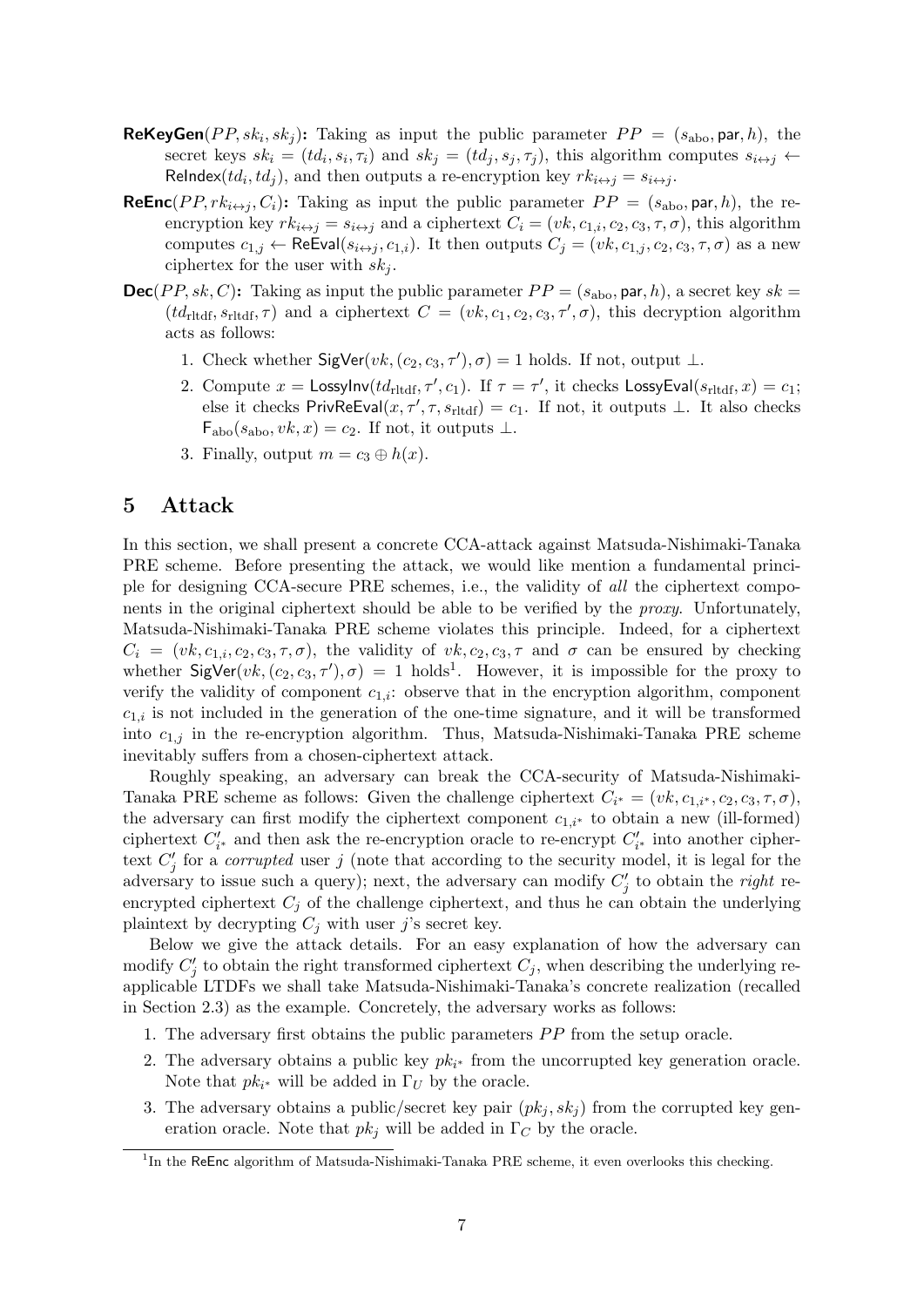**ReKeyGen**$(PP, sk_i, sk_j)$**:** Taking as input the public parameter $PP = (s_{\mathrm{abo}}, \mathsf{par}, h)$, the secret keys $sk_i = (td_i, s_i, \tau_i)$ and $sk_j = (td_j, s_j, \tau_j)$, this algorithm computes $s_{i \leftrightarrow j} \leftarrow \mathsf{ReIndex}(td_i, td_j)$, and then outputs a re-encryption key $rk_{i \leftrightarrow j} = s_{i \leftrightarrow j}$.

**ReEnc**$(PP, rk_{i \leftrightarrow j}, C_i)$**:** Taking as input the public parameter $PP = (s_{\mathrm{abo}}, \mathsf{par}, h)$, the re-encryption key $rk_{i \leftrightarrow j} = s_{i \leftrightarrow j}$ and a ciphertext $C_i = (vk, c_{1,i}, c_2, c_3, \tau, \sigma)$, this algorithm computes $c_{1,j} \leftarrow \mathsf{ReEval}(s_{i \leftrightarrow j}, c_{1,i})$. It then outputs $C_j = (vk, c_{1,j}, c_2, c_3, \tau, \sigma)$ as a new ciphertex for the user with $sk_j$.

**Dec**$(PP, sk, C)$**:** Taking as input the public parameter $PP = (s_{\mathrm{abo}}, \mathsf{par}, h)$, a secret key $sk = (td_{\mathrm{rltdf}}, s_{\mathrm{rltdf}}, \tau)$ and a ciphertext $C = (vk, c_1, c_2, c_3, \tau', \sigma)$, this decryption algorithm acts as follows:

1. Check whether $\mathsf{SigVer}(vk, (c_2, c_3, \tau'), \sigma) = 1$ holds. If not, output $\perp$.
2. Compute $x = \mathsf{LossyInv}(td_{\mathrm{rltdf}}, \tau', c_1)$. If $\tau = \tau'$, it checks $\mathsf{LossyEval}(s_{\mathrm{rltdf}}, x) = c_1$; else it checks $\mathsf{PrivReEval}(x, \tau', \tau, s_{\mathrm{rltdf}}) = c_1$. If not, it outputs $\perp$. It also checks $\mathsf{F}_{\mathrm{abo}}(s_{\mathrm{abo}}, vk, x) = c_2$. If not, it outputs $\perp$.
3. Finally, output $m = c_3 \oplus h(x)$.

# 5 Attack

In this section, we shall present a concrete CCA-attack against Matsuda-Nishimaki-Tanaka PRE scheme. Before presenting the attack, we would like mention a fundamental principle for designing CCA-secure PRE schemes, i.e., the validity of *all* the ciphertext components in the original ciphertext should be able to be verified by the *proxy*. Unfortunately, Matsuda-Nishimaki-Tanaka PRE scheme violates this principle. Indeed, for a ciphertext $C_i = (vk, c_{1,i}, c_2, c_3, \tau, \sigma)$, the validity of $vk, c_2, c_3, \tau$ and $\sigma$ can be ensured by checking whether $\mathsf{SigVer}(vk, (c_2, c_3, \tau'), \sigma) = 1$ holds[1]. However, it is impossible for the proxy to verify the validity of component $c_{1,i}$: observe that in the encryption algorithm, component $c_{1,i}$ is not included in the generation of the one-time signature, and it will be transformed into $c_{1,j}$ in the re-encryption algorithm. Thus, Matsuda-Nishimaki-Tanaka PRE scheme inevitably suffers from a chosen-ciphertext attack.

Roughly speaking, an adversary can break the CCA-security of Matsuda-Nishimaki-Tanaka PRE scheme as follows: Given the challenge ciphertext $C_{i^*} = (vk, c_{1,i^*}, c_2, c_3, \tau, \sigma)$, the adversary can first modify the ciphertext component $c_{1,i^*}$ to obtain a new (ill-formed) ciphertext $C'_{i^*}$ and then ask the re-encryption oracle to re-encrypt $C'_{i^*}$ into another ciphertext $C'_j$ for a *corrupted* user $j$ (note that according to the security model, it is legal for the adversary to issue such a query); next, the adversary can modify $C'_j$ to obtain the *right* re-encrypted ciphertext $C_j$ of the challenge ciphertext, and thus he can obtain the underlying plaintext by decrypting $C_j$ with user $j$'s secret key.

Below we give the attack details. For an easy explanation of how the adversary can modify $C'_j$ to obtain the right transformed ciphertext $C_j$, when describing the underlying re-applicable LTDFs we shall take Matsuda-Nishimaki-Tanaka's concrete realization (recalled in Section 2.3) as the example. Concretely, the adversary works as follows:

1. The adversary first obtains the public parameters $PP$ from the setup oracle.
2. The adversary obtains a public key $pk_{i^*}$ from the uncorrupted key generation oracle. Note that $pk_{i^*}$ will be added in $\Gamma_U$ by the oracle.
3. The adversary obtains a public/secret key pair $(pk_j, sk_j)$ from the corrupted key generation oracle. Note that $pk_j$ will be added in $\Gamma_C$ by the oracle.

[1] In the $\mathsf{ReEnc}$ algorithm of Matsuda-Nishimaki-Tanaka PRE scheme, it even overlooks this checking.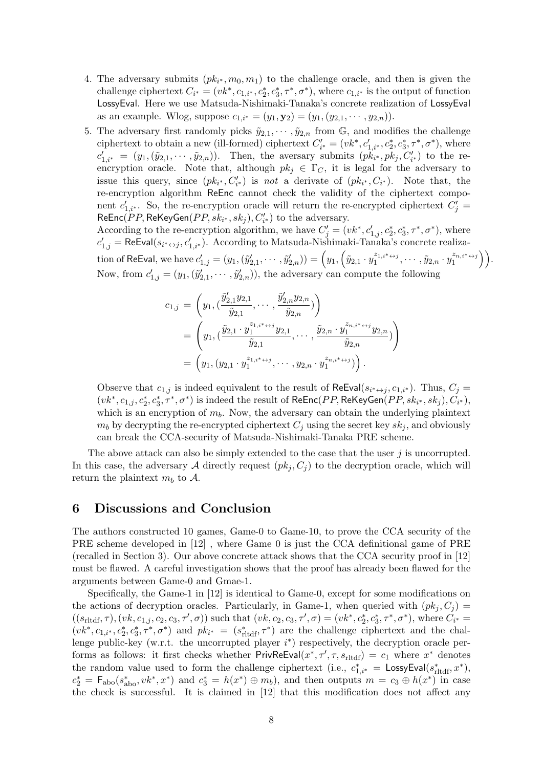4. The adversary submits $(pk_{i^*}, m_0, m_1)$ to the challenge oracle, and then is given the challenge ciphertext $C_{i^*} = (vk^*, c_{1,i^*}, c_2^*, c_3^*, \tau^*, \sigma^*)$, where $c_{1,i^*}$ is the output of function $\mathsf{LossyEval}$. Here we use Matsuda-Nishimaki-Tanaka's concrete realization of $\mathsf{LossyEval}$ as an example. Wlog, suppose $c_{1,i^*} = (y_1, \mathbf{y}_2) = (y_1, (y_{2,1}, \cdots, y_{2,n}))$.

5. The adversary first randomly picks $\tilde{y}_{2,1}, \cdots, \tilde{y}_{2,n}$ from $\mathbb{G}$, and modifies the challenge ciphertext to obtain a new (ill-formed) ciphertext $C'_{i^*} = (vk^*, c'_{1,i^*}, c_2^*, c_3^*, \tau^*, \sigma^*)$, where $c'_{1,i^*} = (y_1, (\tilde{y}_{2,1}, \cdots, \tilde{y}_{2,n}))$. Then, the aversary submits $(pk_{i^*}, pk_j, C'_{i^*})$ to the re-encryption oracle. Note that, although $pk_j \in \Gamma_C$, it is legal for the adversary to issue this query, since $(pk_{i^*}, C'_{i^*})$ is *not* a derivate of $(pk_{i^*}, C_{i^*})$. Note that, the re-encryption algorithm $\mathsf{ReEnc}$ cannot check the validity of the ciphertext component $c'_{1,i^*}$. So, the re-encryption oracle will return the re-encrypted ciphertext $C'_j = \mathsf{ReEnc}(PP, \mathsf{ReKeyGen}(PP, sk_{i^*}, sk_j), C'_{i^*})$ to the adversary.
   According to the re-encryption algorithm, we have $C'_j = (vk^*, c'_{1,j}, c_2^*, c_3^*, \tau^*, \sigma^*)$, where $c'_{1,j} = \mathsf{ReEval}(s_{i^* \leftrightarrow j}, c'_{1,i^*})$. According to Matsuda-Nishimaki-Tanaka's concrete realization of $\mathsf{ReEval}$, we have $c'_{1,j} = (y_1, (\tilde{y}'_{2,1}, \cdots, \tilde{y}'_{2,n})) = \left(y_1, \left(\tilde{y}_{2,1} \cdot y_1^{z_{1,i^* \leftrightarrow j}}, \cdots, \tilde{y}_{2,n} \cdot y_1^{z_{n,i^* \leftrightarrow j}}\right)\right)$. Now, from $c'_{1,j} = (y_1, (\tilde{y}'_{2,1}, \cdots, \tilde{y}'_{2,n}))$, the adversary can compute the following

$$
\begin{aligned}
c_{1,j} &= \left(y_1, \left(\frac{\tilde{y}'_{2,1} y_{2,1}}{\tilde{y}_{2,1}}, \cdots, \frac{\tilde{y}'_{2,n} y_{2,n}}{\tilde{y}_{2,n}}\right)\right) \\
&= \left(y_1, \left(\frac{\tilde{y}_{2,1} \cdot y_1^{z_{1,i^* \leftrightarrow j}} y_{2,1}}{\tilde{y}_{2,1}}, \cdots, \frac{\tilde{y}_{2,n} \cdot y_1^{z_{n,i^* \leftrightarrow j}} y_{2,n}}{\tilde{y}_{2,n}}\right)\right) \\
&= \left(y_1, (y_{2,1} \cdot y_1^{z_{1,i^* \leftrightarrow j}}, \cdots, y_{2,n} \cdot y_1^{z_{n,i^* \leftrightarrow j}})\right).
\end{aligned}
$$

   Observe that $c_{1,j}$ is indeed equivalent to the result of $\mathsf{ReEval}(s_{i^* \leftrightarrow j}, c_{1,i^*})$. Thus, $C_j = (vk^*, c_{1,j}, c_2^*, c_3^*, \tau^*, \sigma^*)$ is indeed the result of $\mathsf{ReEnc}(PP, \mathsf{ReKeyGen}(PP, sk_{i^*}, sk_j), C_{i^*})$, which is an encryption of $m_b$. Now, the adversary can obtain the underlying plaintext $m_b$ by decrypting the re-encrypted ciphertext $C_j$ using the secret key $sk_j$, and obviously can break the CCA-security of Matsuda-Nishimaki-Tanaka PRE scheme.

The above attack can also be simply extended to the case that the user $j$ is uncorrupted. In this case, the adversary $\mathcal{A}$ directly request $(pk_j, C_j)$ to the decryption oracle, which will return the plaintext $m_b$ to $\mathcal{A}$.

## 6 Discussions and Conclusion

The authors constructed 10 games, Game-0 to Game-10, to prove the CCA security of the PRE scheme developed in [12] , where Game 0 is just the CCA definitional game of PRE (recalled in Section 3). Our above concrete attack shows that the CCA security proof in [12] must be flawed. A careful investigation shows that the proof has already been flawed for the arguments between Game-0 and Gmae-1.

Specifically, the Game-1 in [12] is identical to Game-0, except for some modifications on the actions of decryption oracles. Particularly, in Game-1, when queried with $(pk_j, C_j) = ((s_{\text{rltdf}}, \tau), (vk, c_{1,j}, c_2, c_3, \tau', \sigma))$ such that $(vk, c_2, c_3, \tau', \sigma) = (vk^*, c_2^*, c_3^*, \tau^*, \sigma^*)$, where $C_{i^*} = (vk^*, c_{1,i^*}, c_2^*, c_3^*, \tau^*, \sigma^*)$ and $pk_{i^*} = (s^*_{\text{rltdf}}, \tau^*)$ are the challenge ciphertext and the challenge public-key (w.r.t. the uncorrupted player $i^*$) respectively, the decryption oracle performs as follows: it first checks whether $\mathsf{PrivReEval}(x^*, \tau', \tau, s_{\text{rltdf}}) = c_1$ where $x^*$ denotes the random value used to form the challenge ciphertext (i.e., $c^*_{1,i^*} = \mathsf{LossyEval}(s^*_{\text{rltdf}}, x^*)$, $c_2^* = \mathsf{F}_{\text{abo}}(s^*_{\text{abo}}, vk^*, x^*)$ and $c_3^* = h(x^*) \oplus m_b$), and then outputs $m = c_3 \oplus h(x^*)$ in case the check is successful. It is claimed in [12] that this modification does not affect any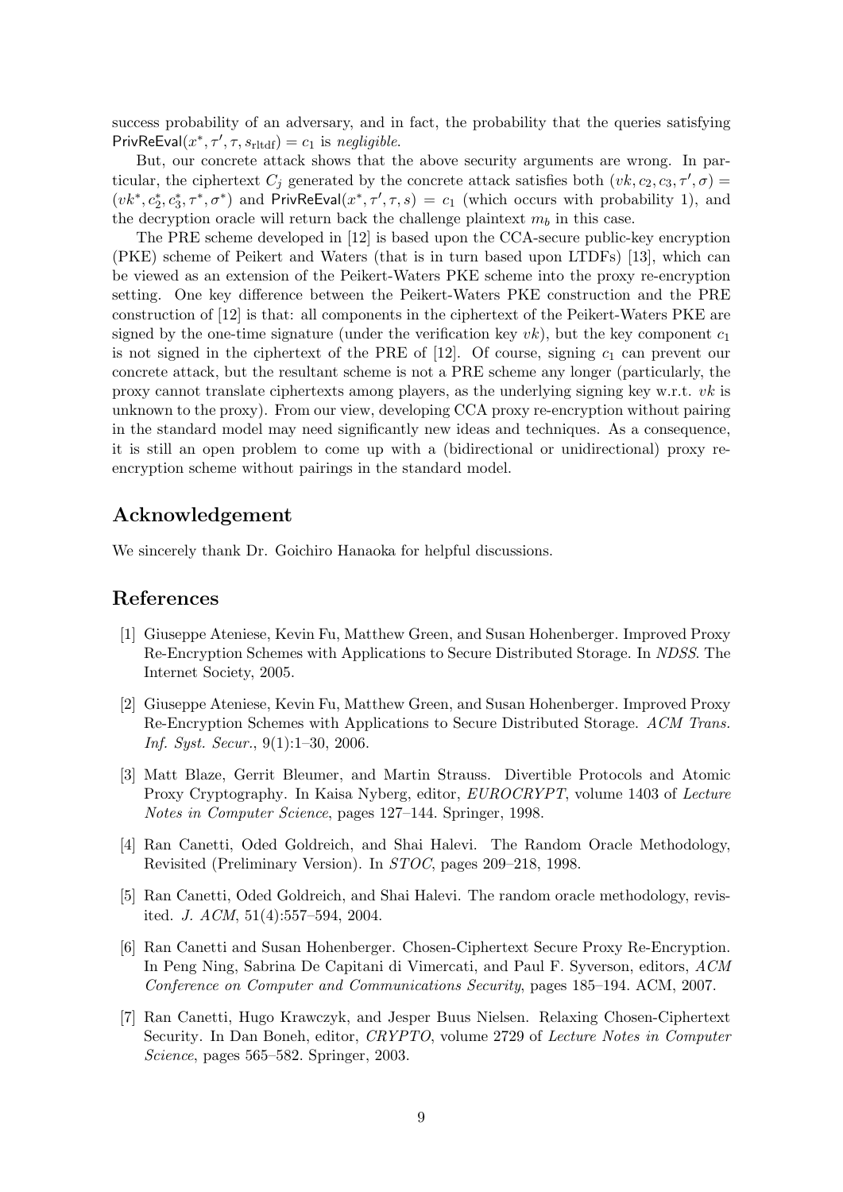success probability of an adversary, and in fact, the probability that the queries satisfying $\mathsf{PrivReEval}(x^*, \tau', \tau, s_{\text{rltdf}}) = c_1$ is *negligible*.

But, our concrete attack shows that the above security arguments are wrong. In particular, the ciphertext $C_j$ generated by the concrete attack satisfies both $(vk, c_2, c_3, \tau', \sigma) = (vk^*, c_2^*, c_3^*, \tau^*, \sigma^*)$ and $\mathsf{PrivReEval}(x^*, \tau', \tau, s) = c_1$ (which occurs with probability 1), and the decryption oracle will return back the challenge plaintext $m_b$ in this case.

The PRE scheme developed in [12] is based upon the CCA-secure public-key encryption (PKE) scheme of Peikert and Waters (that is in turn based upon LTDFs) [13], which can be viewed as an extension of the Peikert-Waters PKE scheme into the proxy re-encryption setting. One key difference between the Peikert-Waters PKE construction and the PRE construction of [12] is that: all components in the ciphertext of the Peikert-Waters PKE are signed by the one-time signature (under the verification key $vk$), but the key component $c_1$ is not signed in the ciphertext of the PRE of [12]. Of course, signing $c_1$ can prevent our concrete attack, but the resultant scheme is not a PRE scheme any longer (particularly, the proxy cannot translate ciphertexts among players, as the underlying signing key w.r.t. $vk$ is unknown to the proxy). From our view, developing CCA proxy re-encryption without pairing in the standard model may need significantly new ideas and techniques. As a consequence, it is still an open problem to come up with a (bidirectional or unidirectional) proxy re-encryption scheme without pairings in the standard model.

## Acknowledgement

We sincerely thank Dr. Goichiro Hanaoka for helpful discussions.

## References

[1] Giuseppe Ateniese, Kevin Fu, Matthew Green, and Susan Hohenberger. Improved Proxy Re-Encryption Schemes with Applications to Secure Distributed Storage. In *NDSS*. The Internet Society, 2005.

[2] Giuseppe Ateniese, Kevin Fu, Matthew Green, and Susan Hohenberger. Improved Proxy Re-Encryption Schemes with Applications to Secure Distributed Storage. *ACM Trans. Inf. Syst. Secur.*, 9(1):1–30, 2006.

[3] Matt Blaze, Gerrit Bleumer, and Martin Strauss. Divertible Protocols and Atomic Proxy Cryptography. In Kaisa Nyberg, editor, *EUROCRYPT*, volume 1403 of *Lecture Notes in Computer Science*, pages 127–144. Springer, 1998.

[4] Ran Canetti, Oded Goldreich, and Shai Halevi. The Random Oracle Methodology, Revisited (Preliminary Version). In *STOC*, pages 209–218, 1998.

[5] Ran Canetti, Oded Goldreich, and Shai Halevi. The random oracle methodology, revisited. *J. ACM*, 51(4):557–594, 2004.

[6] Ran Canetti and Susan Hohenberger. Chosen-Ciphertext Secure Proxy Re-Encryption. In Peng Ning, Sabrina De Capitani di Vimercati, and Paul F. Syverson, editors, *ACM Conference on Computer and Communications Security*, pages 185–194. ACM, 2007.

[7] Ran Canetti, Hugo Krawczyk, and Jesper Buus Nielsen. Relaxing Chosen-Ciphertext Security. In Dan Boneh, editor, *CRYPTO*, volume 2729 of *Lecture Notes in Computer Science*, pages 565–582. Springer, 2003.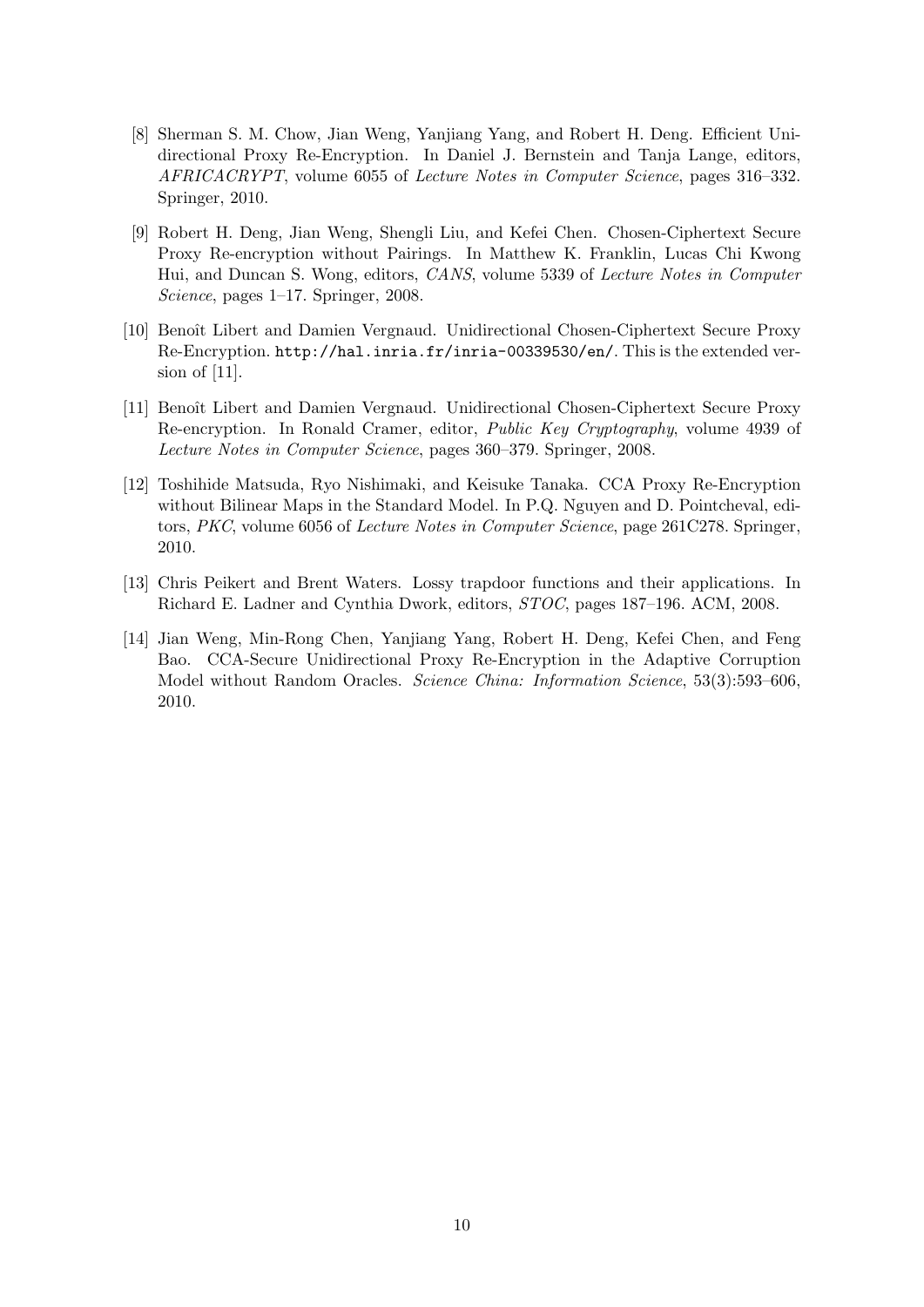[8] Sherman S. M. Chow, Jian Weng, Yanjiang Yang, and Robert H. Deng. Efficient Unidirectional Proxy Re-Encryption. In Daniel J. Bernstein and Tanja Lange, editors, *AFRICACRYPT*, volume 6055 of *Lecture Notes in Computer Science*, pages 316–332. Springer, 2010.

[9] Robert H. Deng, Jian Weng, Shengli Liu, and Kefei Chen. Chosen-Ciphertext Secure Proxy Re-encryption without Pairings. In Matthew K. Franklin, Lucas Chi Kwong Hui, and Duncan S. Wong, editors, *CANS*, volume 5339 of *Lecture Notes in Computer Science*, pages 1–17. Springer, 2008.

[10] Benoît Libert and Damien Vergnaud. Unidirectional Chosen-Ciphertext Secure Proxy Re-Encryption. `http://hal.inria.fr/inria-00339530/en/`. This is the extended version of [11].

[11] Benoît Libert and Damien Vergnaud. Unidirectional Chosen-Ciphertext Secure Proxy Re-encryption. In Ronald Cramer, editor, *Public Key Cryptography*, volume 4939 of *Lecture Notes in Computer Science*, pages 360–379. Springer, 2008.

[12] Toshihide Matsuda, Ryo Nishimaki, and Keisuke Tanaka. CCA Proxy Re-Encryption without Bilinear Maps in the Standard Model. In P.Q. Nguyen and D. Pointcheval, editors, *PKC*, volume 6056 of *Lecture Notes in Computer Science*, page 261C278. Springer, 2010.

[13] Chris Peikert and Brent Waters. Lossy trapdoor functions and their applications. In Richard E. Ladner and Cynthia Dwork, editors, *STOC*, pages 187–196. ACM, 2008.

[14] Jian Weng, Min-Rong Chen, Yanjiang Yang, Robert H. Deng, Kefei Chen, and Feng Bao. CCA-Secure Unidirectional Proxy Re-Encryption in the Adaptive Corruption Model without Random Oracles. *Science China: Information Science*, 53(3):593–606, 2010.